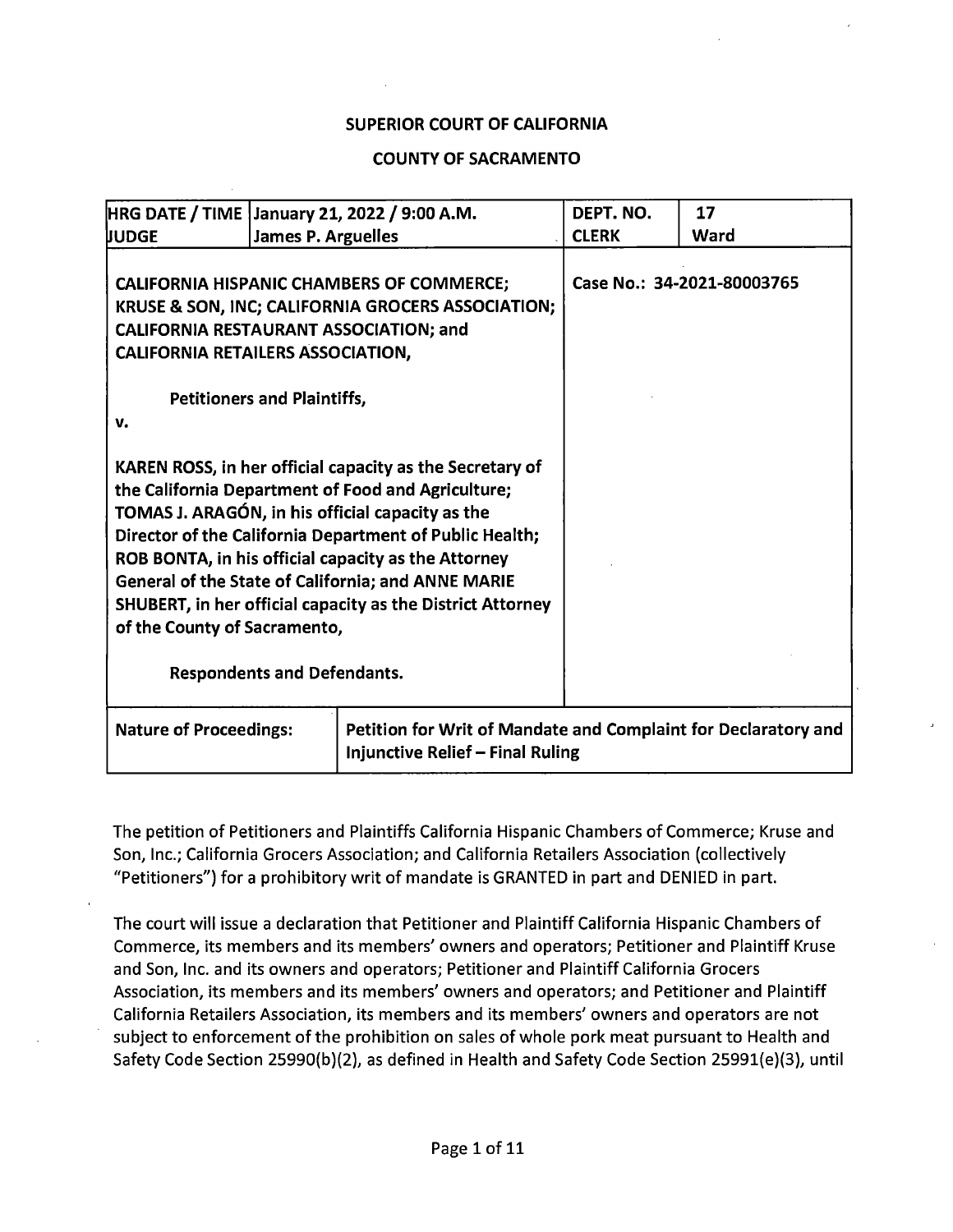**SUPERIOR COURT OF CALIFORNIA**

**COUNTY OF SACRAMENTO**

| HRG DATE / TIME | January 21, 2022 / 9:00 A.M. | DEPT. NO. | 17 |
|---|---|---|---|
| JUDGE | James P. Arguelles | CLERK | Ward |

**CALIFORNIA HISPANIC CHAMBERS OF COMMERCE; KRUSE & SON, INC; CALIFORNIA GROCERS ASSOCIATION; CALIFORNIA RESTAURANT ASSOCIATION; and CALIFORNIA RETAILERS ASSOCIATION,**

**Petitioners and Plaintiffs,**

**v.**

**KAREN ROSS, in her official capacity as the Secretary of the California Department of Food and Agriculture; TOMAS J. ARAGÓN, in his official capacity as the Director of the California Department of Public Health; ROB BONTA, in his official capacity as the Attorney General of the State of California; and ANNE MARIE SHUBERT, in her official capacity as the District Attorney of the County of Sacramento,**

**Respondents and Defendants.**

**Case No.: 34-2021-80003765**

| Nature of Proceedings: | Petition for Writ of Mandate and Complaint for Declaratory and Injunctive Relief – Final Ruling |
|---|---|

The petition of Petitioners and Plaintiffs California Hispanic Chambers of Commerce; Kruse and Son, Inc.; California Grocers Association; and California Retailers Association (collectively "Petitioners") for a prohibitory writ of mandate is GRANTED in part and DENIED in part.

The court will issue a declaration that Petitioner and Plaintiff California Hispanic Chambers of Commerce, its members and its members' owners and operators; Petitioner and Plaintiff Kruse and Son, Inc. and its owners and operators; Petitioner and Plaintiff California Grocers Association, its members and its members' owners and operators; and Petitioner and Plaintiff California Retailers Association, its members and its members' owners and operators are not subject to enforcement of the prohibition on sales of whole pork meat pursuant to Health and Safety Code Section 25990(b)(2), as defined in Health and Safety Code Section 25991(e)(3), until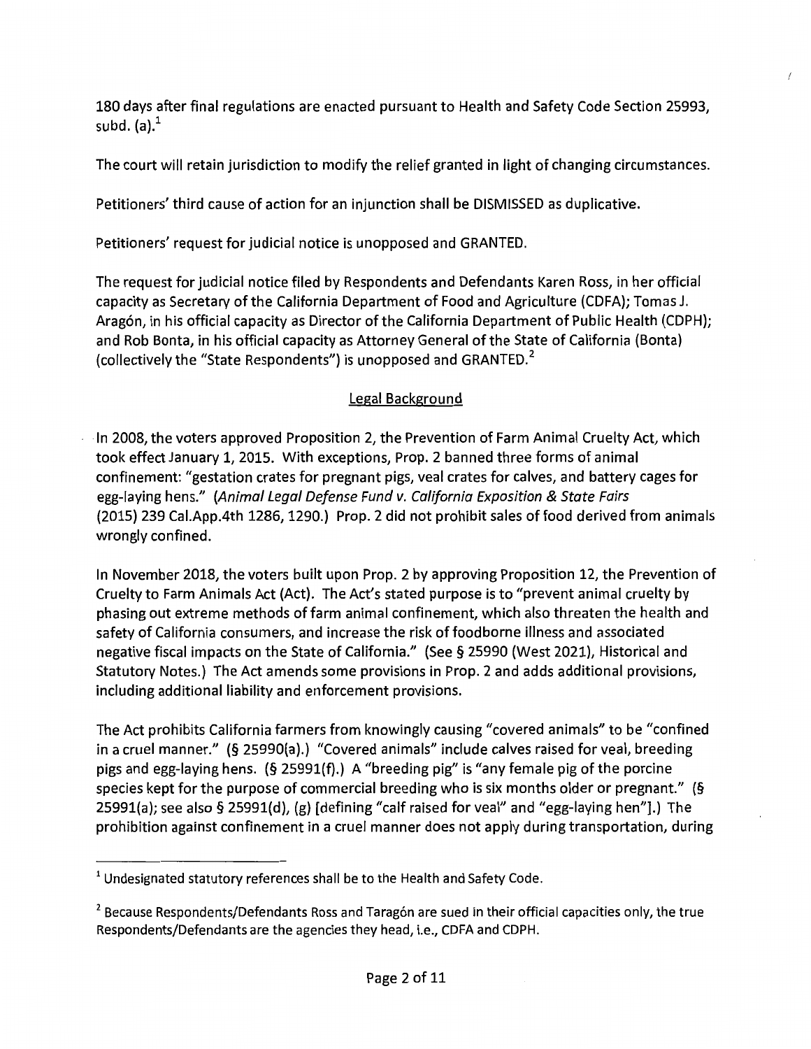180 days after final regulations are enacted pursuant to Health and Safety Code Section 25993, subd. (a).[1]

The court will retain jurisdiction to modify the relief granted in light of changing circumstances.

Petitioners' third cause of action for an injunction shall be DISMISSED as duplicative.

Petitioners' request for judicial notice is unopposed and GRANTED.

The request for judicial notice filed by Respondents and Defendants Karen Ross, in her official capacity as Secretary of the California Department of Food and Agriculture (CDFA); Tomas J. Aragón, in his official capacity as Director of the California Department of Public Health (CDPH); and Rob Bonta, in his official capacity as Attorney General of the State of California (Bonta) (collectively the "State Respondents") is unopposed and GRANTED.[2]

## Legal Background

In 2008, the voters approved Proposition 2, the Prevention of Farm Animal Cruelty Act, which took effect January 1, 2015. With exceptions, Prop. 2 banned three forms of animal confinement: "gestation crates for pregnant pigs, veal crates for calves, and battery cages for egg-laying hens." (*Animal Legal Defense Fund v. California Exposition & State Fairs* (2015) 239 Cal.App.4th 1286, 1290.) Prop. 2 did not prohibit sales of food derived from animals wrongly confined.

In November 2018, the voters built upon Prop. 2 by approving Proposition 12, the Prevention of Cruelty to Farm Animals Act (Act). The Act's stated purpose is to "prevent animal cruelty by phasing out extreme methods of farm animal confinement, which also threaten the health and safety of California consumers, and increase the risk of foodborne illness and associated negative fiscal impacts on the State of California." (See § 25990 (West 2021), Historical and Statutory Notes.) The Act amends some provisions in Prop. 2 and adds additional provisions, including additional liability and enforcement provisions.

The Act prohibits California farmers from knowingly causing "covered animals" to be "confined in a cruel manner." (§ 25990(a).) "Covered animals" include calves raised for veal, breeding pigs and egg-laying hens. (§ 25991(f).) A "breeding pig" is "any female pig of the porcine species kept for the purpose of commercial breeding who is six months older or pregnant." (§ 25991(a); see also § 25991(d), (g) [defining "calf raised for veal" and "egg-laying hen"].) The prohibition against confinement in a cruel manner does not apply during transportation, during

---

[1] Undesignated statutory references shall be to the Health and Safety Code.

[2] Because Respondents/Defendants Ross and Taragón are sued in their official capacities only, the true Respondents/Defendants are the agencies they head, i.e., CDFA and CDPH.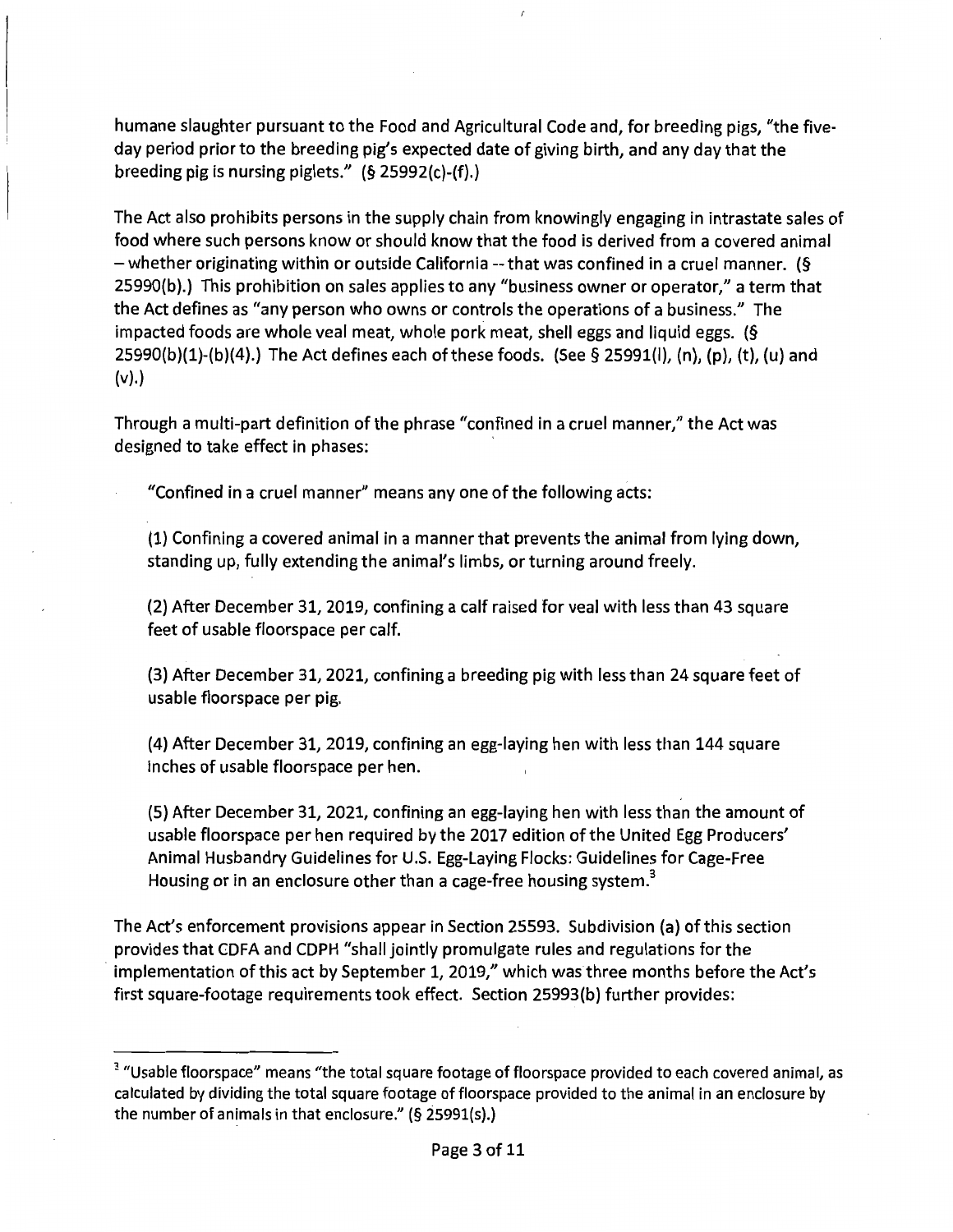humane slaughter pursuant to the Food and Agricultural Code and, for breeding pigs, "the five-day period prior to the breeding pig's expected date of giving birth, and any day that the breeding pig is nursing piglets." (§ 25992(c)-(f).)

The Act also prohibits persons in the supply chain from knowingly engaging in intrastate sales of food where such persons know or should know that the food is derived from a covered animal – whether originating within or outside California -- that was confined in a cruel manner. (§ 25990(b).) This prohibition on sales applies to any "business owner or operator," a term that the Act defines as "any person who owns or controls the operations of a business." The impacted foods are whole veal meat, whole pork meat, shell eggs and liquid eggs. (§ 25990(b)(1)-(b)(4).) The Act defines each of these foods. (See § 25991(l), (n), (p), (t), (u) and (v).)

Through a multi-part definition of the phrase "confined in a cruel manner," the Act was designed to take effect in phases:

> "Confined in a cruel manner" means any one of the following acts:
>
> (1) Confining a covered animal in a manner that prevents the animal from lying down, standing up, fully extending the animal's limbs, or turning around freely.
>
> (2) After December 31, 2019, confining a calf raised for veal with less than 43 square feet of usable floorspace per calf.
>
> (3) After December 31, 2021, confining a breeding pig with less than 24 square feet of usable floorspace per pig.
>
> (4) After December 31, 2019, confining an egg-laying hen with less than 144 square inches of usable floorspace per hen.
>
> (5) After December 31, 2021, confining an egg-laying hen with less than the amount of usable floorspace per hen required by the 2017 edition of the United Egg Producers' Animal Husbandry Guidelines for U.S. Egg-Laying Flocks: Guidelines for Cage-Free Housing or in an enclosure other than a cage-free housing system.[3]

The Act's enforcement provisions appear in Section 25593. Subdivision (a) of this section provides that CDFA and CDPH "shall jointly promulgate rules and regulations for the implementation of this act by September 1, 2019," which was three months before the Act's first square-footage requirements took effect. Section 25993(b) further provides:

---

[3] "Usable floorspace" means "the total square footage of floorspace provided to each covered animal, as calculated by dividing the total square footage of floorspace provided to the animal in an enclosure by the number of animals in that enclosure." (§ 25991(s).)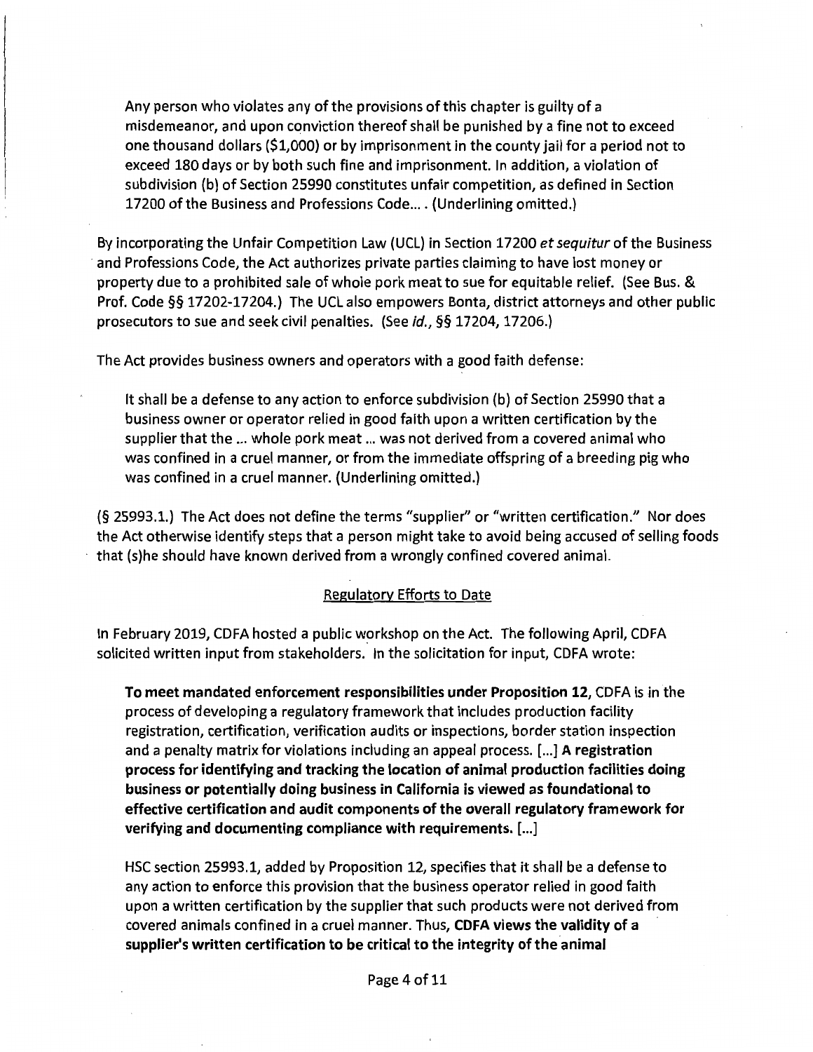> Any person who violates any of the provisions of this chapter is guilty of a misdemeanor, and upon conviction thereof shall be punished by a fine not to exceed one thousand dollars ($1,000) or by imprisonment in the county jail for a period not to exceed 180 days or by both such fine and imprisonment. In addition, a violation of subdivision (b) of Section 25990 constitutes unfair competition, as defined in Section 17200 of the Business and Professions Code.... (Underlining omitted.)

By incorporating the Unfair Competition Law (UCL) in Section 17200 *et sequitur* of the Business and Professions Code, the Act authorizes private parties claiming to have lost money or property due to a prohibited sale of whole pork meat to sue for equitable relief. (See Bus. & Prof. Code §§ 17202-17204.) The UCL also empowers Bonta, district attorneys and other public prosecutors to sue and seek civil penalties. (See *id.*, §§ 17204, 17206.)

The Act provides business owners and operators with a good faith defense:

> It shall be a defense to any action to enforce subdivision (b) of Section 25990 that a business owner or operator relied in good faith upon a written certification by the supplier that the ... whole pork meat ... was not derived from a covered animal who was confined in a cruel manner, or from the immediate offspring of a breeding pig who was confined in a cruel manner. (Underlining omitted.)

(§ 25993.1.) The Act does not define the terms "supplier" or "written certification." Nor does the Act otherwise identify steps that a person might take to avoid being accused of selling foods that (s)he should have known derived from a wrongly confined covered animal.

## Regulatory Efforts to Date

In February 2019, CDFA hosted a public workshop on the Act. The following April, CDFA solicited written input from stakeholders. In the solicitation for input, CDFA wrote:

> **To meet mandated enforcement responsibilities under Proposition 12,** CDFA is in the process of developing a regulatory framework that includes production facility registration, certification, verification audits or inspections, border station inspection and a penalty matrix for violations including an appeal process. [...] **A registration process for identifying and tracking the location of animal production facilities doing business or potentially doing business in California is viewed as foundational to effective certification and audit components of the overall regulatory framework for verifying and documenting compliance with requirements.** [...]
>
> HSC section 25993.1, added by Proposition 12, specifies that it shall be a defense to any action to enforce this provision that the business operator relied in good faith upon a written certification by the supplier that such products were not derived from covered animals confined in a cruel manner. Thus, **CDFA views the validity of a supplier's written certification to be critical to the integrity of the animal**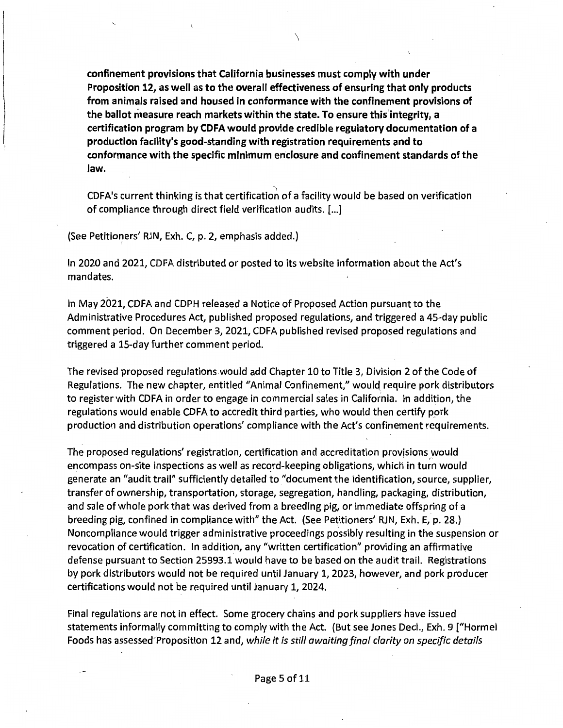**confinement provisions that California businesses must comply with under Proposition 12, as well as to the overall effectiveness of ensuring that only products from animals raised and housed in conformance with the confinement provisions of the ballot measure reach markets within the state. To ensure this integrity, a certification program by CDFA would provide credible regulatory documentation of a production facility's good-standing with registration requirements and to conformance with the specific minimum enclosure and confinement standards of the law.**

CDFA's current thinking is that certification of a facility would be based on verification of compliance through direct field verification audits. [...]

(See Petitioners' RJN, Exh. C, p. 2, emphasis added.)

In 2020 and 2021, CDFA distributed or posted to its website information about the Act's mandates.

In May 2021, CDFA and CDPH released a Notice of Proposed Action pursuant to the Administrative Procedures Act, published proposed regulations, and triggered a 45-day public comment period. On December 3, 2021, CDFA published revised proposed regulations and triggered a 15-day further comment period.

The revised proposed regulations would add Chapter 10 to Title 3, Division 2 of the Code of Regulations. The new chapter, entitled "Animal Confinement," would require pork distributors to register with CDFA in order to engage in commercial sales in California. In addition, the regulations would enable CDFA to accredit third parties, who would then certify pork production and distribution operations' compliance with the Act's confinement requirements.

The proposed regulations' registration, certification and accreditation provisions would encompass on-site inspections as well as record-keeping obligations, which in turn would generate an "audit trail" sufficiently detailed to "document the identification, source, supplier, transfer of ownership, transportation, storage, segregation, handling, packaging, distribution, and sale of whole pork that was derived from a breeding pig, or immediate offspring of a breeding pig, confined in compliance with" the Act. (See Petitioners' RJN, Exh. E, p. 28.) Noncompliance would trigger administrative proceedings possibly resulting in the suspension or revocation of certification. In addition, any "written certification" providing an affirmative defense pursuant to Section 25993.1 would have to be based on the audit trail. Registrations by pork distributors would not be required until January 1, 2023, however, and pork producer certifications would not be required until January 1, 2024.

Final regulations are not in effect. Some grocery chains and pork suppliers have issued statements informally committing to comply with the Act. (But see Jones Decl., Exh. 9 ["Hormel Foods has assessed Proposition 12 and, *while it is still awaiting final clarity on specific details*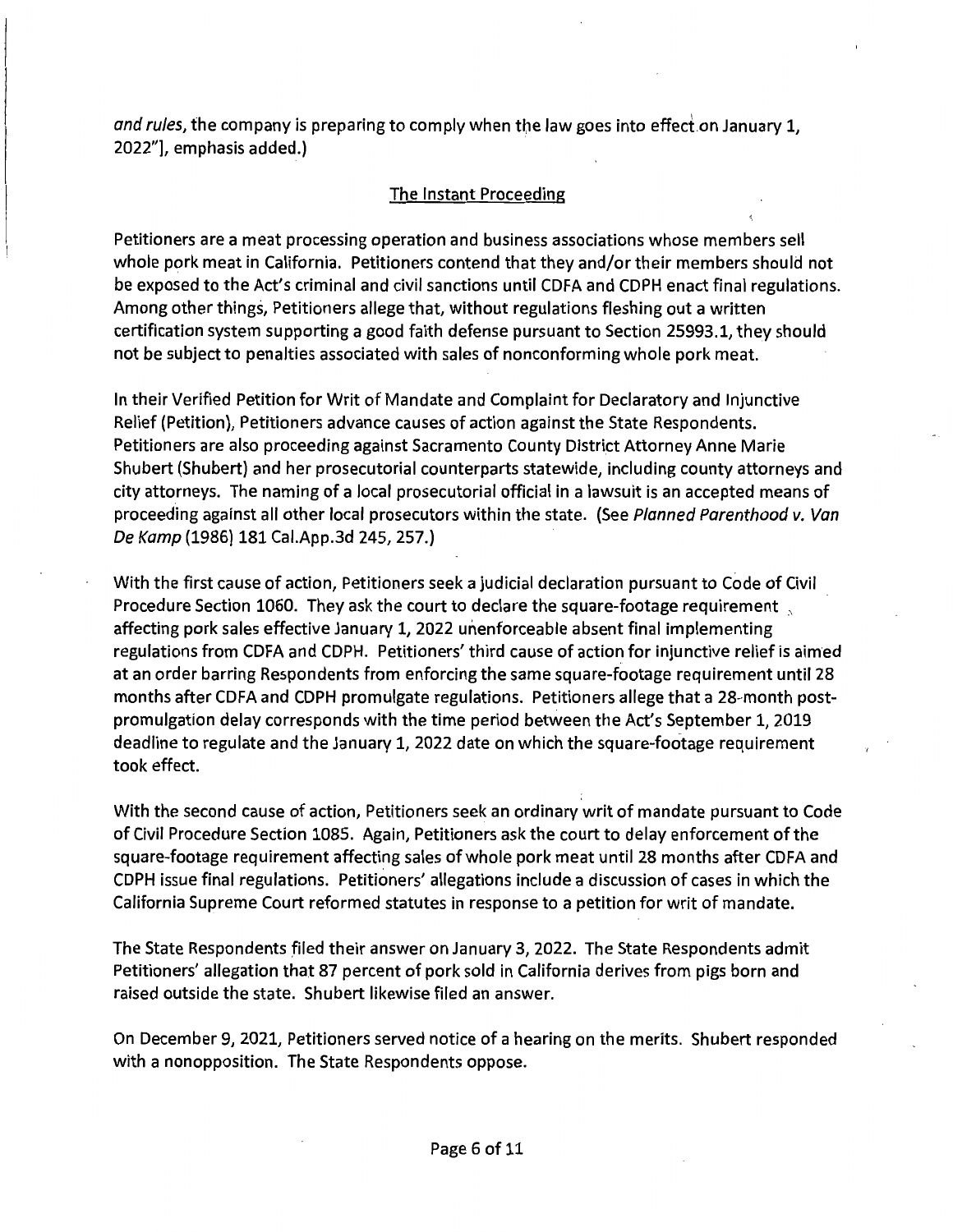*and rules*, the company is preparing to comply when the law goes into effect on January 1, 2022"], emphasis added.)

## The Instant Proceeding

Petitioners are a meat processing operation and business associations whose members sell whole pork meat in California. Petitioners contend that they and/or their members should not be exposed to the Act's criminal and civil sanctions until CDFA and CDPH enact final regulations. Among other things, Petitioners allege that, without regulations fleshing out a written certification system supporting a good faith defense pursuant to Section 25993.1, they should not be subject to penalties associated with sales of nonconforming whole pork meat.

In their Verified Petition for Writ of Mandate and Complaint for Declaratory and Injunctive Relief (Petition), Petitioners advance causes of action against the State Respondents. Petitioners are also proceeding against Sacramento County District Attorney Anne Marie Shubert (Shubert) and her prosecutorial counterparts statewide, including county attorneys and city attorneys. The naming of a local prosecutorial official in a lawsuit is an accepted means of proceeding against all other local prosecutors within the state. (See *Planned Parenthood v. Van De Kamp* (1986) 181 Cal.App.3d 245, 257.)

With the first cause of action, Petitioners seek a judicial declaration pursuant to Code of Civil Procedure Section 1060. They ask the court to declare the square-footage requirement affecting pork sales effective January 1, 2022 unenforceable absent final implementing regulations from CDFA and CDPH. Petitioners' third cause of action for injunctive relief is aimed at an order barring Respondents from enforcing the same square-footage requirement until 28 months after CDFA and CDPH promulgate regulations. Petitioners allege that a 28-month post-promulgation delay corresponds with the time period between the Act's September 1, 2019 deadline to regulate and the January 1, 2022 date on which the square-footage requirement took effect.

With the second cause of action, Petitioners seek an ordinary writ of mandate pursuant to Code of Civil Procedure Section 1085. Again, Petitioners ask the court to delay enforcement of the square-footage requirement affecting sales of whole pork meat until 28 months after CDFA and CDPH issue final regulations. Petitioners' allegations include a discussion of cases in which the California Supreme Court reformed statutes in response to a petition for writ of mandate.

The State Respondents filed their answer on January 3, 2022. The State Respondents admit Petitioners' allegation that 87 percent of pork sold in California derives from pigs born and raised outside the state. Shubert likewise filed an answer.

On December 9, 2021, Petitioners served notice of a hearing on the merits. Shubert responded with a nonopposition. The State Respondents oppose.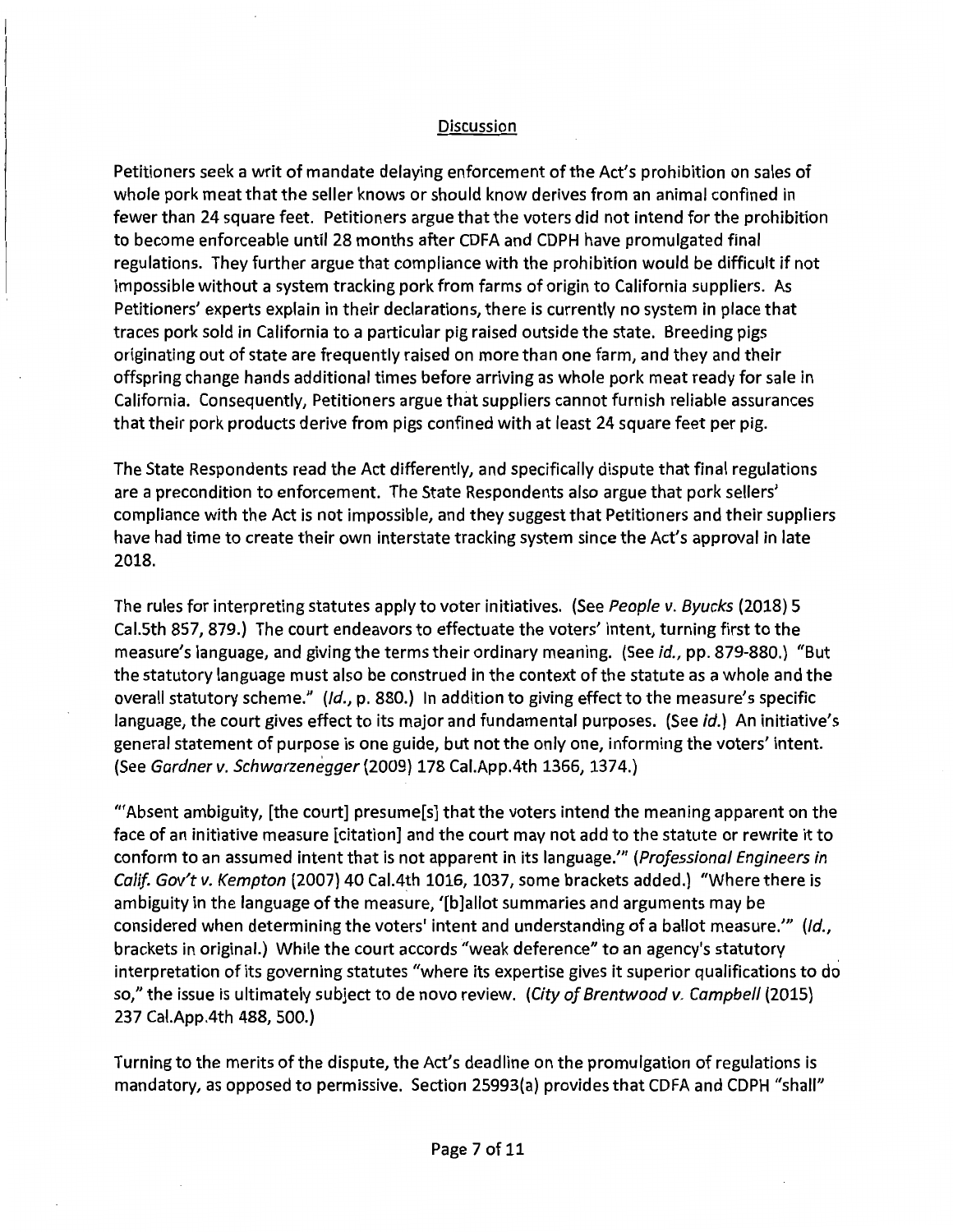<u>Discussion</u>

Petitioners seek a writ of mandate delaying enforcement of the Act's prohibition on sales of whole pork meat that the seller knows or should know derives from an animal confined in fewer than 24 square feet. Petitioners argue that the voters did not intend for the prohibition to become enforceable until 28 months after CDFA and CDPH have promulgated final regulations. They further argue that compliance with the prohibition would be difficult if not impossible without a system tracking pork from farms of origin to California suppliers. As Petitioners' experts explain in their declarations, there is currently no system in place that traces pork sold in California to a particular pig raised outside the state. Breeding pigs originating out of state are frequently raised on more than one farm, and they and their offspring change hands additional times before arriving as whole pork meat ready for sale in California. Consequently, Petitioners argue that suppliers cannot furnish reliable assurances that their pork products derive from pigs confined with at least 24 square feet per pig.

The State Respondents read the Act differently, and specifically dispute that final regulations are a precondition to enforcement. The State Respondents also argue that pork sellers' compliance with the Act is not impossible, and they suggest that Petitioners and their suppliers have had time to create their own interstate tracking system since the Act's approval in late 2018.

The rules for interpreting statutes apply to voter initiatives. (See *People v. Byucks* (2018) 5 Cal.5th 857, 879.) The court endeavors to effectuate the voters' intent, turning first to the measure's language, and giving the terms their ordinary meaning. (See *id.*, pp. 879-880.) "But the statutory language must also be construed in the context of the statute as a whole and the overall statutory scheme." (*Id.*, p. 880.) In addition to giving effect to the measure's specific language, the court gives effect to its major and fundamental purposes. (See *id.*) An initiative's general statement of purpose is one guide, but not the only one, informing the voters' intent. (See *Gardner v. Schwarzenegger* (2009) 178 Cal.App.4th 1366, 1374.)

"'Absent ambiguity, [the court] presume[s] that the voters intend the meaning apparent on the face of an initiative measure [citation] and the court may not add to the statute or rewrite it to conform to an assumed intent that is not apparent in its language.'" (*Professional Engineers in Calif. Gov't v. Kempton* (2007) 40 Cal.4th 1016, 1037, some brackets added.) "Where there is ambiguity in the language of the measure, '[b]allot summaries and arguments may be considered when determining the voters' intent and understanding of a ballot measure.'" (*Id.*, brackets in original.) While the court accords "weak deference" to an agency's statutory interpretation of its governing statutes "where its expertise gives it superior qualifications to do so," the issue is ultimately subject to de novo review. (*City of Brentwood v. Campbell* (2015) 237 Cal.App.4th 488, 500.)

Turning to the merits of the dispute, the Act's deadline on the promulgation of regulations is mandatory, as opposed to permissive. Section 25993(a) provides that CDFA and CDPH "shall"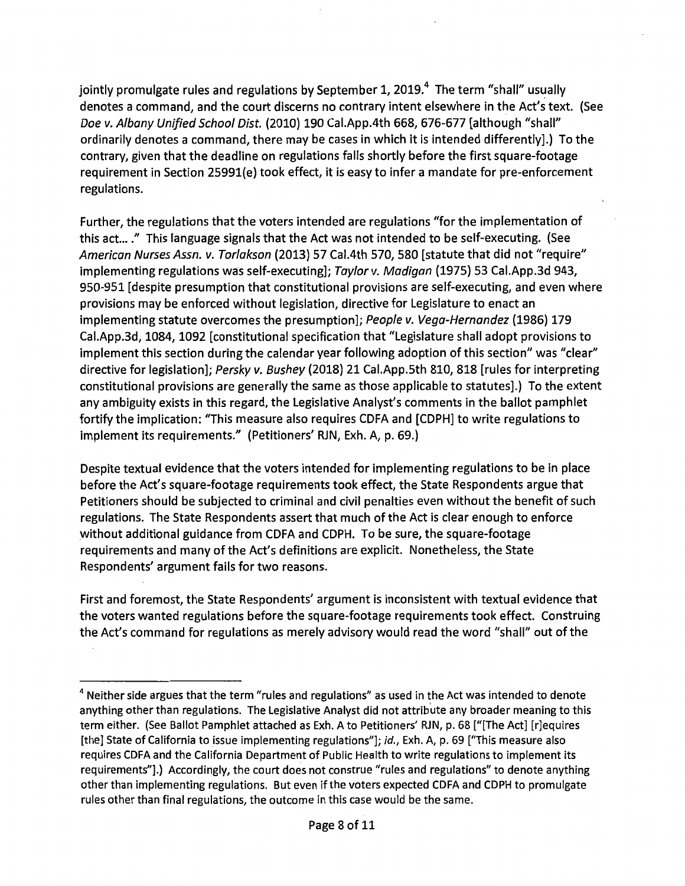jointly promulgate rules and regulations by September 1, 2019.[4] The term "shall" usually denotes a command, and the court discerns no contrary intent elsewhere in the Act's text. (See *Doe v. Albany Unified School Dist.* (2010) 190 Cal.App.4th 668, 676-677 [although "shall" ordinarily denotes a command, there may be cases in which it is intended differently].) To the contrary, given that the deadline on regulations falls shortly before the first square-footage requirement in Section 25991(e) took effect, it is easy to infer a mandate for pre-enforcement regulations.

Further, the regulations that the voters intended are regulations "for the implementation of this act... ." This language signals that the Act was not intended to be self-executing. (See *American Nurses Assn. v. Torlakson* (2013) 57 Cal.4th 570, 580 [statute that did not "require" implementing regulations was self-executing]; *Taylor v. Madigan* (1975) 53 Cal.App.3d 943, 950-951 [despite presumption that constitutional provisions are self-executing, and even where provisions may be enforced without legislation, directive for Legislature to enact an implementing statute overcomes the presumption]; *People v. Vega-Hernandez* (1986) 179 Cal.App.3d, 1084, 1092 [constitutional specification that "Legislature shall adopt provisions to implement this section during the calendar year following adoption of this section" was "clear" directive for legislation]; *Persky v. Bushey* (2018) 21 Cal.App.5th 810, 818 [rules for interpreting constitutional provisions are generally the same as those applicable to statutes].) To the extent any ambiguity exists in this regard, the Legislative Analyst's comments in the ballot pamphlet fortify the implication: "This measure also requires CDFA and [CDPH] to write regulations to implement its requirements." (Petitioners' RJN, Exh. A, p. 69.)

Despite textual evidence that the voters intended for implementing regulations to be in place before the Act's square-footage requirements took effect, the State Respondents argue that Petitioners should be subjected to criminal and civil penalties even without the benefit of such regulations. The State Respondents assert that much of the Act is clear enough to enforce without additional guidance from CDFA and CDPH. To be sure, the square-footage requirements and many of the Act's definitions are explicit. Nonetheless, the State Respondents' argument fails for two reasons.

First and foremost, the State Respondents' argument is inconsistent with textual evidence that the voters wanted regulations before the square-footage requirements took effect. Construing the Act's command for regulations as merely advisory would read the word "shall" out of the

---

[4] Neither side argues that the term "rules and regulations" as used in the Act was intended to denote anything other than regulations. The Legislative Analyst did not attribute any broader meaning to this term either. (See Ballot Pamphlet attached as Exh. A to Petitioners' RJN, p. 68 ["[The Act] [r]equires [the] State of California to issue implementing regulations"]; *id.*, Exh. A, p. 69 ["This measure also requires CDFA and the California Department of Public Health to write regulations to implement its requirements"].) Accordingly, the court does not construe "rules and regulations" to denote anything other than implementing regulations. But even if the voters expected CDFA and CDPH to promulgate rules other than final regulations, the outcome in this case would be the same.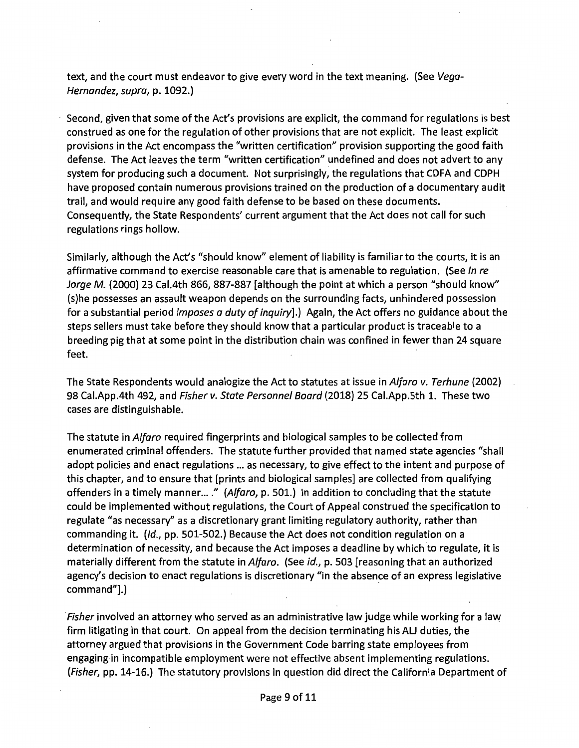text, and the court must endeavor to give every word in the text meaning. (See *Vega-Hernandez*, *supra*, p. 1092.)

Second, given that some of the Act's provisions are explicit, the command for regulations is best construed as one for the regulation of other provisions that are not explicit. The least explicit provisions in the Act encompass the "written certification" provision supporting the good faith defense. The Act leaves the term "written certification" undefined and does not advert to any system for producing such a document. Not surprisingly, the regulations that CDFA and CDPH have proposed contain numerous provisions trained on the production of a documentary audit trail, and would require any good faith defense to be based on these documents. Consequently, the State Respondents' current argument that the Act does not call for such regulations rings hollow.

Similarly, although the Act's "should know" element of liability is familiar to the courts, it is an affirmative command to exercise reasonable care that is amenable to regulation. (See *In re Jorge M.* (2000) 23 Cal.4th 866, 887-887 [although the point at which a person "should know" (s)he possesses an assault weapon depends on the surrounding facts, unhindered possession for a substantial period *imposes a duty of inquiry*].) Again, the Act offers no guidance about the steps sellers must take before they should know that a particular product is traceable to a breeding pig that at some point in the distribution chain was confined in fewer than 24 square feet.

The State Respondents would analogize the Act to statutes at issue in *Alfaro v. Terhune* (2002) 98 Cal.App.4th 492, and *Fisher v. State Personnel Board* (2018) 25 Cal.App.5th 1. These two cases are distinguishable.

The statute in *Alfaro* required fingerprints and biological samples to be collected from enumerated criminal offenders. The statute further provided that named state agencies "shall adopt policies and enact regulations ... as necessary, to give effect to the intent and purpose of this chapter, and to ensure that [prints and biological samples] are collected from qualifying offenders in a timely manner... ." (*Alfaro*, p. 501.) In addition to concluding that the statute could be implemented without regulations, the Court of Appeal construed the specification to regulate "as necessary" as a discretionary grant limiting regulatory authority, rather than commanding it. (*Id.*, pp. 501-502.) Because the Act does not condition regulation on a determination of necessity, and because the Act imposes a deadline by which to regulate, it is materially different from the statute in *Alfaro*. (See *id.*, p. 503 [reasoning that an authorized agency's decision to enact regulations is discretionary "in the absence of an express legislative command"].)

*Fisher* involved an attorney who served as an administrative law judge while working for a law firm litigating in that court. On appeal from the decision terminating his ALJ duties, the attorney argued that provisions in the Government Code barring state employees from engaging in incompatible employment were not effective absent implementing regulations. (*Fisher*, pp. 14-16.) The statutory provisions in question did direct the California Department of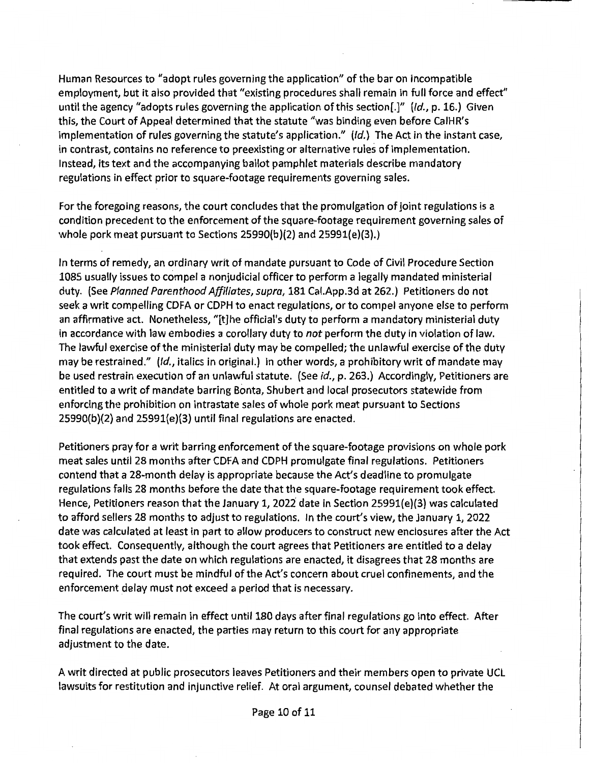Human Resources to "adopt rules governing the application" of the bar on incompatible employment, but it also provided that "existing procedures shall remain in full force and effect" until the agency "adopts rules governing the application of this section[.]" (*Id.*, p. 16.) Given this, the Court of Appeal determined that the statute "was binding even before CalHR's implementation of rules governing the statute's application." (*Id.*) The Act in the instant case, in contrast, contains no reference to preexisting or alternative rules of implementation. Instead, its text and the accompanying ballot pamphlet materials describe mandatory regulations in effect prior to square-footage requirements governing sales.

For the foregoing reasons, the court concludes that the promulgation of joint regulations is a condition precedent to the enforcement of the square-footage requirement governing sales of whole pork meat pursuant to Sections 25990(b)(2) and 25991(e)(3).)

In terms of remedy, an ordinary writ of mandate pursuant to Code of Civil Procedure Section 1085 usually issues to compel a nonjudicial officer to perform a legally mandated ministerial duty. (See *Planned Parenthood Affiliates, supra*, 181 Cal.App.3d at 262.) Petitioners do not seek a writ compelling CDFA or CDPH to enact regulations, or to compel anyone else to perform an affirmative act. Nonetheless, "[t]he official's duty to perform a mandatory ministerial duty in accordance with law embodies a corollary duty to *not* perform the duty in violation of law. The lawful exercise of the ministerial duty may be compelled; the unlawful exercise of the duty may be restrained." (*Id.*, italics in original.) In other words, a prohibitory writ of mandate may be used restrain execution of an unlawful statute. (See *id.*, p. 263.) Accordingly, Petitioners are entitled to a writ of mandate barring Bonta, Shubert and local prosecutors statewide from enforcing the prohibition on intrastate sales of whole pork meat pursuant to Sections 25990(b)(2) and 25991(e)(3) until final regulations are enacted.

Petitioners pray for a writ barring enforcement of the square-footage provisions on whole pork meat sales until 28 months after CDFA and CDPH promulgate final regulations. Petitioners contend that a 28-month delay is appropriate because the Act's deadline to promulgate regulations falls 28 months before the date that the square-footage requirement took effect. Hence, Petitioners reason that the January 1, 2022 date in Section 25991(e)(3) was calculated to afford sellers 28 months to adjust to regulations. In the court's view, the January 1, 2022 date was calculated at least in part to allow producers to construct new enclosures after the Act took effect. Consequently, although the court agrees that Petitioners are entitled to a delay that extends past the date on which regulations are enacted, it disagrees that 28 months are required. The court must be mindful of the Act's concern about cruel confinements, and the enforcement delay must not exceed a period that is necessary.

The court's writ will remain in effect until 180 days after final regulations go into effect. After final regulations are enacted, the parties may return to this court for any appropriate adjustment to the date.

A writ directed at public prosecutors leaves Petitioners and their members open to private UCL lawsuits for restitution and injunctive relief. At oral argument, counsel debated whether the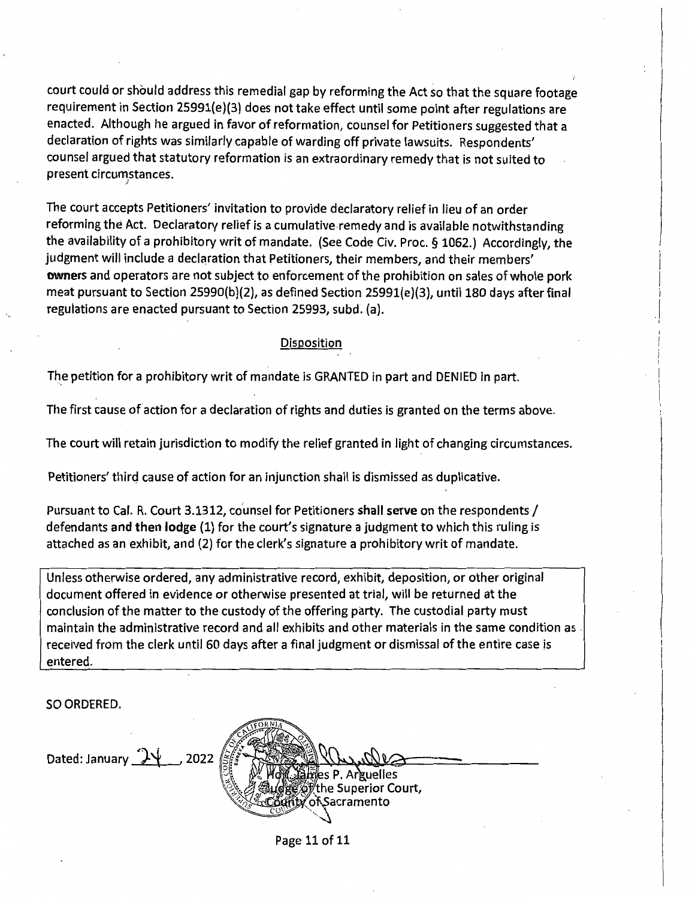court could or should address this remedial gap by reforming the Act so that the square footage requirement in Section 25991(e)(3) does not take effect until some point after regulations are enacted. Although he argued in favor of reformation, counsel for Petitioners suggested that a declaration of rights was similarly capable of warding off private lawsuits. Respondents' counsel argued that statutory reformation is an extraordinary remedy that is not suited to present circumstances.

The court accepts Petitioners' invitation to provide declaratory relief in lieu of an order reforming the Act. Declaratory relief is a cumulative remedy and is available notwithstanding the availability of a prohibitory writ of mandate. (See Code Civ. Proc. § 1062.) Accordingly, the judgment will include a declaration that Petitioners, their members, and their members' **owners** and operators are not subject to enforcement of the prohibition on sales of whole pork meat pursuant to Section 25990(b)(2), as defined Section 25991(e)(3), until 180 days after final regulations are enacted pursuant to Section 25993, subd. (a).

## Disposition

The petition for a prohibitory writ of mandate is GRANTED in part and DENIED in part.

The first cause of action for a declaration of rights and duties is granted on the terms above.

The court will retain jurisdiction to modify the relief granted in light of changing circumstances.

Petitioners' third cause of action for an injunction shall is dismissed as duplicative.

Pursuant to Cal. R. Court 3.1312, counsel for Petitioners **shall serve** on the respondents / defendants **and then lodge** (1) for the court's signature a judgment to which this ruling is attached as an exhibit, and (2) for the clerk's signature a prohibitory writ of mandate.

Unless otherwise ordered, any administrative record, exhibit, deposition, or other original document offered in evidence or otherwise presented at trial, will be returned at the conclusion of the matter to the custody of the offering party. The custodial party must maintain the administrative record and all exhibits and other materials in the same condition as received from the clerk until 60 days after a final judgment or dismissal of the entire case is entered.

SO ORDERED.

Dated: January 24, 2022

Hon. James P. Arguelles
Judge of the Superior Court,
County of Sacramento